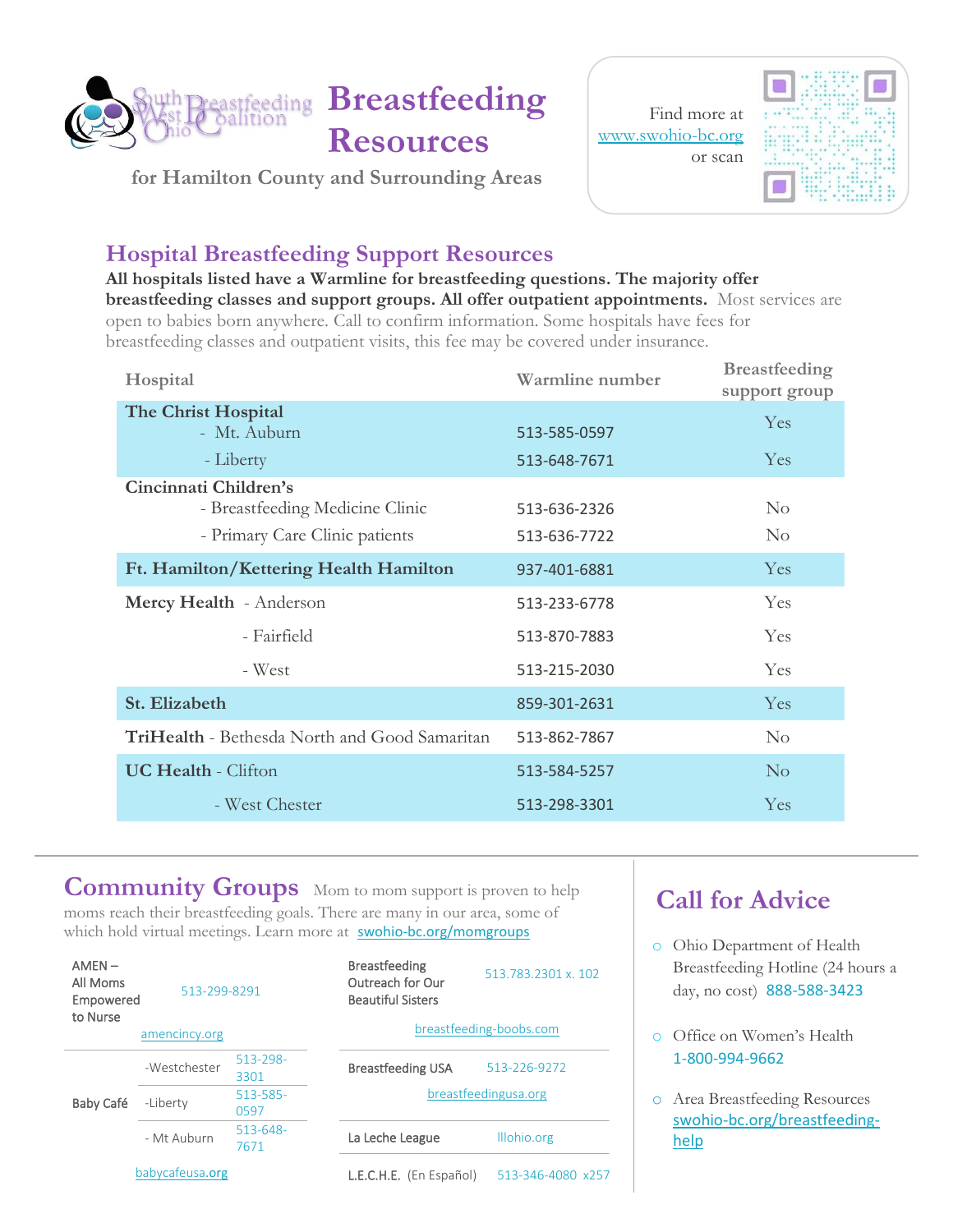# Breastfeeding Resources

for Hamilton County and Surrounding Areas

Find more at www.swohio-bc.org or scan

## Hospital Breastfeeding Support Resources

**All hospitals listed have a Warmline for breastfeeding questions. The majority offer breastfeeding classes and support groups. All offer outpatient appointments.** Most services are open to babies born anywhere. Call to confirm information. Some hospitals have fees for breastfeeding classes and outpatient visits, this fee may be covered under insurance.

| Hospital | Warmline number | Breastfeeding support group |
|---|---|---|
| **The Christ Hospital** - Mt. Auburn | 513-585-0597 | Yes |
| - Liberty | 513-648-7671 | Yes |
| **Cincinnati Children's** - Breastfeeding Medicine Clinic | 513-636-2326 | No |
| - Primary Care Clinic patients | 513-636-7722 | No |
| **Ft. Hamilton/Kettering Health Hamilton** | 937-401-6881 | Yes |
| **Mercy Health** - Anderson | 513-233-6778 | Yes |
| - Fairfield | 513-870-7883 | Yes |
| - West | 513-215-2030 | Yes |
| **St. Elizabeth** | 859-301-2631 | Yes |
| **TriHealth** - Bethesda North and Good Samaritan | 513-862-7867 | No |
| **UC Health** - Clifton | 513-584-5257 | No |
| - West Chester | 513-298-3301 | Yes |

## Community Groups

Mom to mom support is proven to help moms reach their breastfeeding goals. There are many in our area, some of which hold virtual meetings. Learn more at swohio-bc.org/momgroups

| | | |
|---|---|---|
| AMEN – All Moms Empowered to Nurse | | 513-299-8291 |
| | | amencincy.org |
| Baby Café | -Westchester | 513-298-3301 |
| | -Liberty | 513-585-0597 |
| | - Mt Auburn | 513-648-7671 |
| | | babycafeusa.org |

| | |
|---|---|
| Breastfeeding Outreach for Our Beautiful Sisters | 513.783.2301 x. 102 |
| | breastfeeding-boobs.com |
| Breastfeeding USA | 513-226-9272 |
| | breastfeedingusa.org |
| La Leche League | lllohio.org |
| L.E.C.H.E. (En Español) | 513-346-4080 x257 |

## Call for Advice

- Ohio Department of Health Breastfeeding Hotline (24 hours a day, no cost) 888-588-3423
- Office on Women's Health 1-800-994-9662
- Area Breastfeeding Resources swohio-bc.org/breastfeeding-help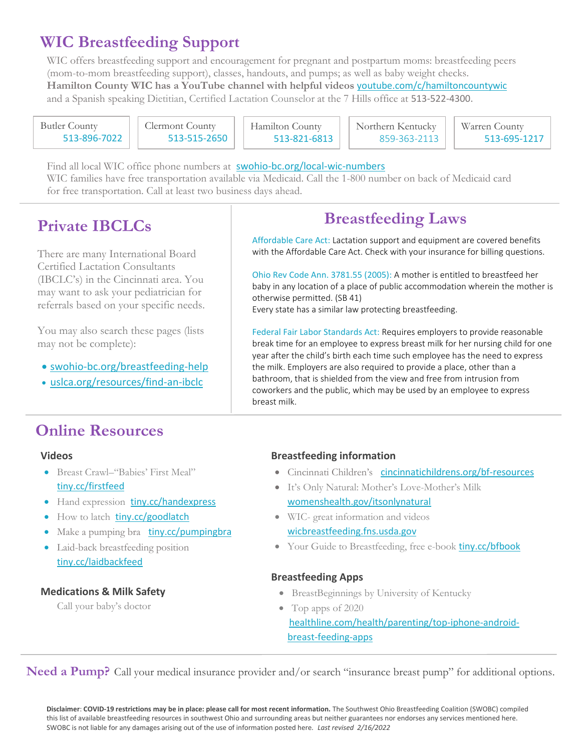# WIC Breastfeeding Support

WIC offers breastfeeding support and encouragement for pregnant and postpartum moms: breastfeeding peers (mom-to-mom breastfeeding support), classes, handouts, and pumps; as well as baby weight checks.
**Hamilton County WIC has a YouTube channel with helpful videos** youtube.com/c/hamiltoncountywic and a Spanish speaking Dietitian, Certified Lactation Counselor at the 7 Hills office at 513-522-4300.

| Butler County | Clermont County | Hamilton County | Northern Kentucky | Warren County |
|---|---|---|---|---|
| 513-896-7022 | 513-515-2650 | 513-821-6813 | 859-363-2113 | 513-695-1217 |

Find all local WIC office phone numbers at swohio-bc.org/local-wic-numbers
WIC families have free transportation available via Medicaid. Call the 1-800 number on back of Medicaid card for free transportation. Call at least two business days ahead.

## Private IBCLCs

There are many International Board Certified Lactation Consultants (IBCLC's) in the Cincinnati area. You may want to ask your pediatrician for referrals based on your specific needs.

You may also search these pages (lists may not be complete):

- swohio-bc.org/breastfeeding-help
- uslca.org/resources/find-an-ibclc

## Breastfeeding Laws

Affordable Care Act: Lactation support and equipment are covered benefits with the Affordable Care Act. Check with your insurance for billing questions.

Ohio Rev Code Ann. 3781.55 (2005): A mother is entitled to breastfeed her baby in any location of a place of public accommodation wherein the mother is otherwise permitted. (SB 41)
Every state has a similar law protecting breastfeeding.

Federal Fair Labor Standards Act: Requires employers to provide reasonable break time for an employee to express breast milk for her nursing child for one year after the child's birth each time such employee has the need to express the milk. Employers are also required to provide a place, other than a bathroom, that is shielded from the view and free from intrusion from coworkers and the public, which may be used by an employee to express breast milk.

## Online Resources

### Videos

- Breast Crawl–"Babies' First Meal" tiny.cc/firstfeed
- Hand expression tiny.cc/handexpress
- How to latch tiny.cc/goodlatch
- Make a pumping bra tiny.cc/pumpingbra
- Laid-back breastfeeding position tiny.cc/laidbackfeed

### Medications & Milk Safety

Call your baby's doctor

### Breastfeeding information

- Cincinnati Children's cincinnatichildrens.org/bf-resources
- It's Only Natural: Mother's Love-Mother's Milk womenshealth.gov/itsonlynatural
- WIC- great information and videos wicbreastfeeding.fns.usda.gov
- Your Guide to Breastfeeding, free e-book tiny.cc/bfbook

### Breastfeeding Apps

- BreastBeginnings by University of Kentucky
- Top apps of 2020 healthline.com/health/parenting/top-iphone-android-breast-feeding-apps

**Need a Pump?** Call your medical insurance provider and/or search "insurance breast pump" for additional options.

**Disclaimer**: **COVID-19 restrictions may be in place: please call for most recent information.** The Southwest Ohio Breastfeeding Coalition (SWOBC) compiled this list of available breastfeeding resources in southwest Ohio and surrounding areas but neither guarantees nor endorses any services mentioned here. SWOBC is not liable for any damages arising out of the use of information posted here. *Last revised 2/16/2022*